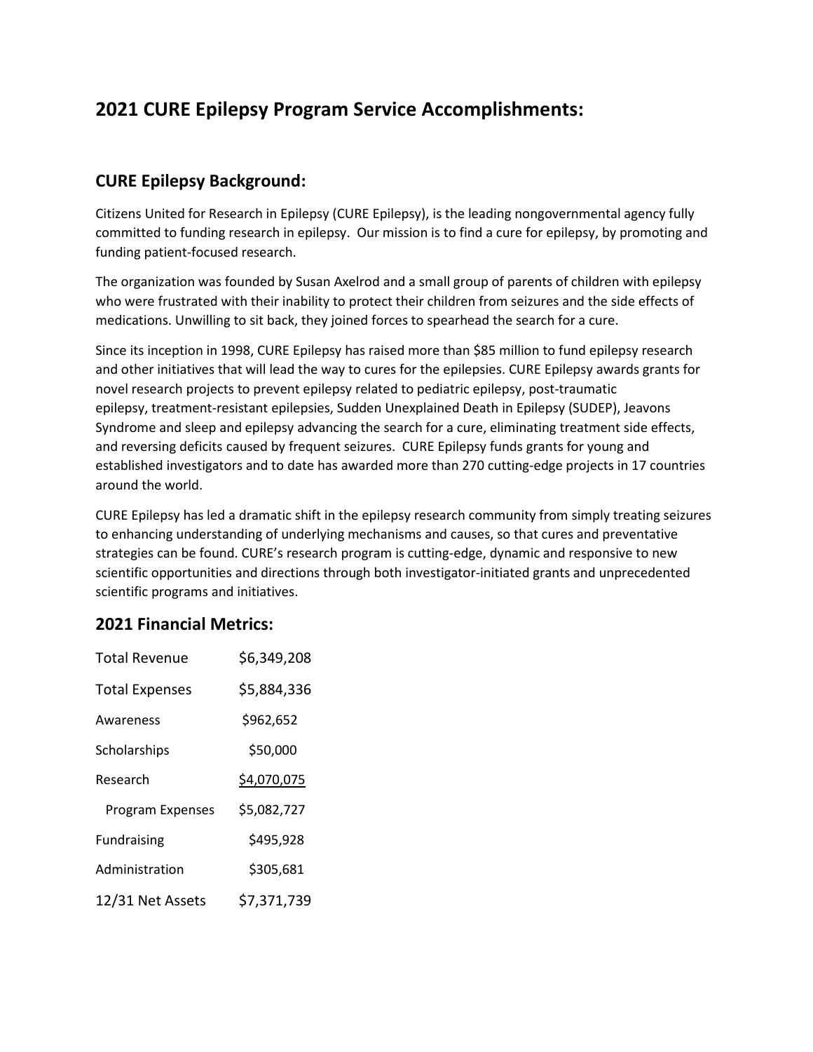# 2021 CURE Epilepsy Program Service Accomplishments:

## CURE Epilepsy Background:

Citizens United for Research in Epilepsy (CURE Epilepsy), is the leading nongovernmental agency fully committed to funding research in epilepsy. Our mission is to find a cure for epilepsy, by promoting and funding patient-focused research.

The organization was founded by Susan Axelrod and a small group of parents of children with epilepsy who were frustrated with their inability to protect their children from seizures and the side effects of medications. Unwilling to sit back, they joined forces to spearhead the search for a cure.

Since its inception in 1998, CURE Epilepsy has raised more than $85 million to fund epilepsy research and other initiatives that will lead the way to cures for the epilepsies. CURE Epilepsy awards grants for novel research projects to prevent epilepsy related to pediatric epilepsy, post-traumatic epilepsy, treatment-resistant epilepsies, Sudden Unexplained Death in Epilepsy (SUDEP), Jeavons Syndrome and sleep and epilepsy advancing the search for a cure, eliminating treatment side effects, and reversing deficits caused by frequent seizures. CURE Epilepsy funds grants for young and established investigators and to date has awarded more than 270 cutting-edge projects in 17 countries around the world.

CURE Epilepsy has led a dramatic shift in the epilepsy research community from simply treating seizures to enhancing understanding of underlying mechanisms and causes, so that cures and preventative strategies can be found. CURE's research program is cutting-edge, dynamic and responsive to new scientific opportunities and directions through both investigator-initiated grants and unprecedented scientific programs and initiatives.

## 2021 Financial Metrics:

| | |
|---|---|
| Total Revenue | $6,349,208 |
| Total Expenses | $5,884,336 |
| Awareness | $962,652 |
| Scholarships | $50,000 |
| Research | $4,070,075 |
| Program Expenses | $5,082,727 |
| Fundraising | $495,928 |
| Administration | $305,681 |
| 12/31 Net Assets | $7,371,739 |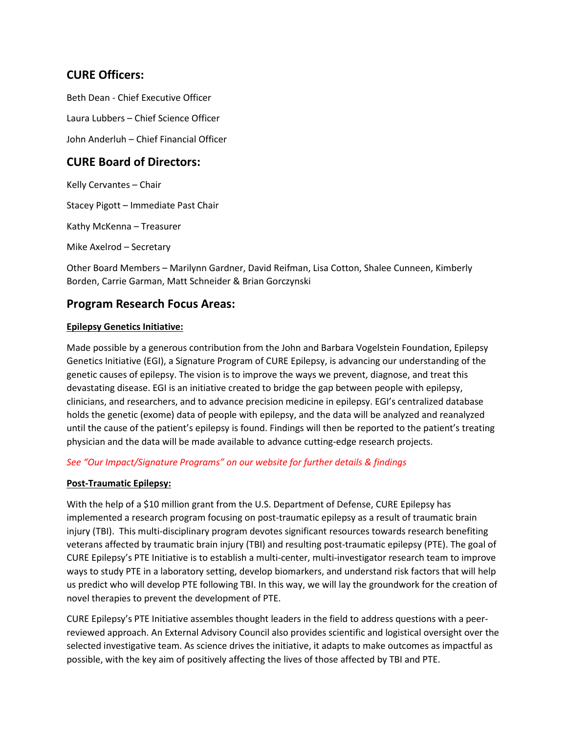## CURE Officers:

Beth Dean - Chief Executive Officer

Laura Lubbers – Chief Science Officer

John Anderluh – Chief Financial Officer

## CURE Board of Directors:

Kelly Cervantes – Chair

Stacey Pigott – Immediate Past Chair

Kathy McKenna – Treasurer

Mike Axelrod – Secretary

Other Board Members – Marilynn Gardner, David Reifman, Lisa Cotton, Shalee Cunneen, Kimberly Borden, Carrie Garman, Matt Schneider & Brian Gorczynski

## Program Research Focus Areas:

**Epilepsy Genetics Initiative:**

Made possible by a generous contribution from the John and Barbara Vogelstein Foundation, Epilepsy Genetics Initiative (EGI), a Signature Program of CURE Epilepsy, is advancing our understanding of the genetic causes of epilepsy. The vision is to improve the ways we prevent, diagnose, and treat this devastating disease. EGI is an initiative created to bridge the gap between people with epilepsy, clinicians, and researchers, and to advance precision medicine in epilepsy. EGI's centralized database holds the genetic (exome) data of people with epilepsy, and the data will be analyzed and reanalyzed until the cause of the patient's epilepsy is found. Findings will then be reported to the patient's treating physician and the data will be made available to advance cutting-edge research projects.

*See "Our Impact/Signature Programs" on our website for further details & findings*

**Post-Traumatic Epilepsy:**

With the help of a $10 million grant from the U.S. Department of Defense, CURE Epilepsy has implemented a research program focusing on post-traumatic epilepsy as a result of traumatic brain injury (TBI). This multi-disciplinary program devotes significant resources towards research benefiting veterans affected by traumatic brain injury (TBI) and resulting post-traumatic epilepsy (PTE). The goal of CURE Epilepsy's PTE Initiative is to establish a multi-center, multi-investigator research team to improve ways to study PTE in a laboratory setting, develop biomarkers, and understand risk factors that will help us predict who will develop PTE following TBI. In this way, we will lay the groundwork for the creation of novel therapies to prevent the development of PTE.

CURE Epilepsy's PTE Initiative assembles thought leaders in the field to address questions with a peer-reviewed approach. An External Advisory Council also provides scientific and logistical oversight over the selected investigative team. As science drives the initiative, it adapts to make outcomes as impactful as possible, with the key aim of positively affecting the lives of those affected by TBI and PTE.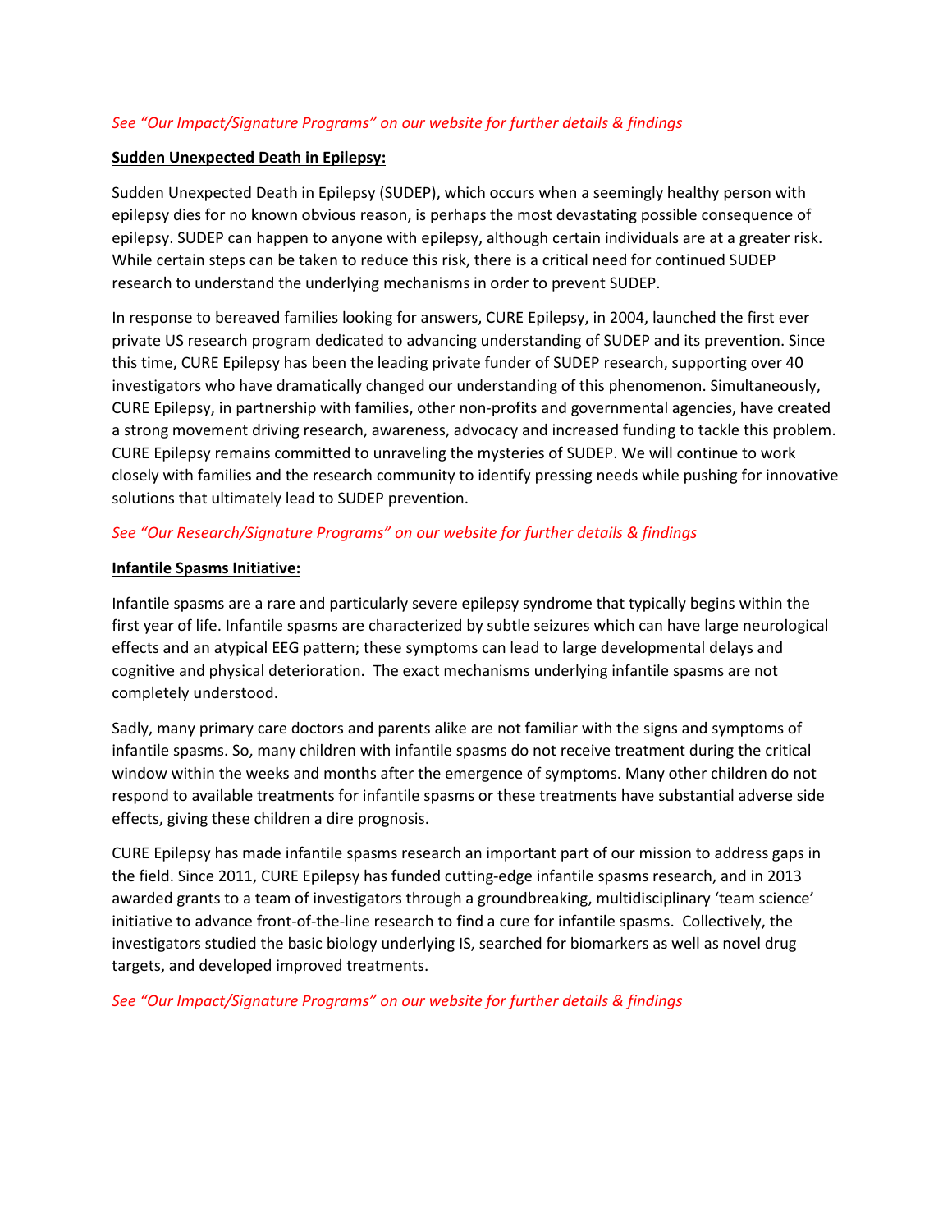*See "Our Impact/Signature Programs" on our website for further details & findings*

**Sudden Unexpected Death in Epilepsy:**

Sudden Unexpected Death in Epilepsy (SUDEP), which occurs when a seemingly healthy person with epilepsy dies for no known obvious reason, is perhaps the most devastating possible consequence of epilepsy. SUDEP can happen to anyone with epilepsy, although certain individuals are at a greater risk. While certain steps can be taken to reduce this risk, there is a critical need for continued SUDEP research to understand the underlying mechanisms in order to prevent SUDEP.

In response to bereaved families looking for answers, CURE Epilepsy, in 2004, launched the first ever private US research program dedicated to advancing understanding of SUDEP and its prevention. Since this time, CURE Epilepsy has been the leading private funder of SUDEP research, supporting over 40 investigators who have dramatically changed our understanding of this phenomenon. Simultaneously, CURE Epilepsy, in partnership with families, other non-profits and governmental agencies, have created a strong movement driving research, awareness, advocacy and increased funding to tackle this problem. CURE Epilepsy remains committed to unraveling the mysteries of SUDEP. We will continue to work closely with families and the research community to identify pressing needs while pushing for innovative solutions that ultimately lead to SUDEP prevention.

*See "Our Research/Signature Programs" on our website for further details & findings*

**Infantile Spasms Initiative:**

Infantile spasms are a rare and particularly severe epilepsy syndrome that typically begins within the first year of life. Infantile spasms are characterized by subtle seizures which can have large neurological effects and an atypical EEG pattern; these symptoms can lead to large developmental delays and cognitive and physical deterioration. The exact mechanisms underlying infantile spasms are not completely understood.

Sadly, many primary care doctors and parents alike are not familiar with the signs and symptoms of infantile spasms. So, many children with infantile spasms do not receive treatment during the critical window within the weeks and months after the emergence of symptoms. Many other children do not respond to available treatments for infantile spasms or these treatments have substantial adverse side effects, giving these children a dire prognosis.

CURE Epilepsy has made infantile spasms research an important part of our mission to address gaps in the field. Since 2011, CURE Epilepsy has funded cutting-edge infantile spasms research, and in 2013 awarded grants to a team of investigators through a groundbreaking, multidisciplinary 'team science' initiative to advance front-of-the-line research to find a cure for infantile spasms. Collectively, the investigators studied the basic biology underlying IS, searched for biomarkers as well as novel drug targets, and developed improved treatments.

*See "Our Impact/Signature Programs" on our website for further details & findings*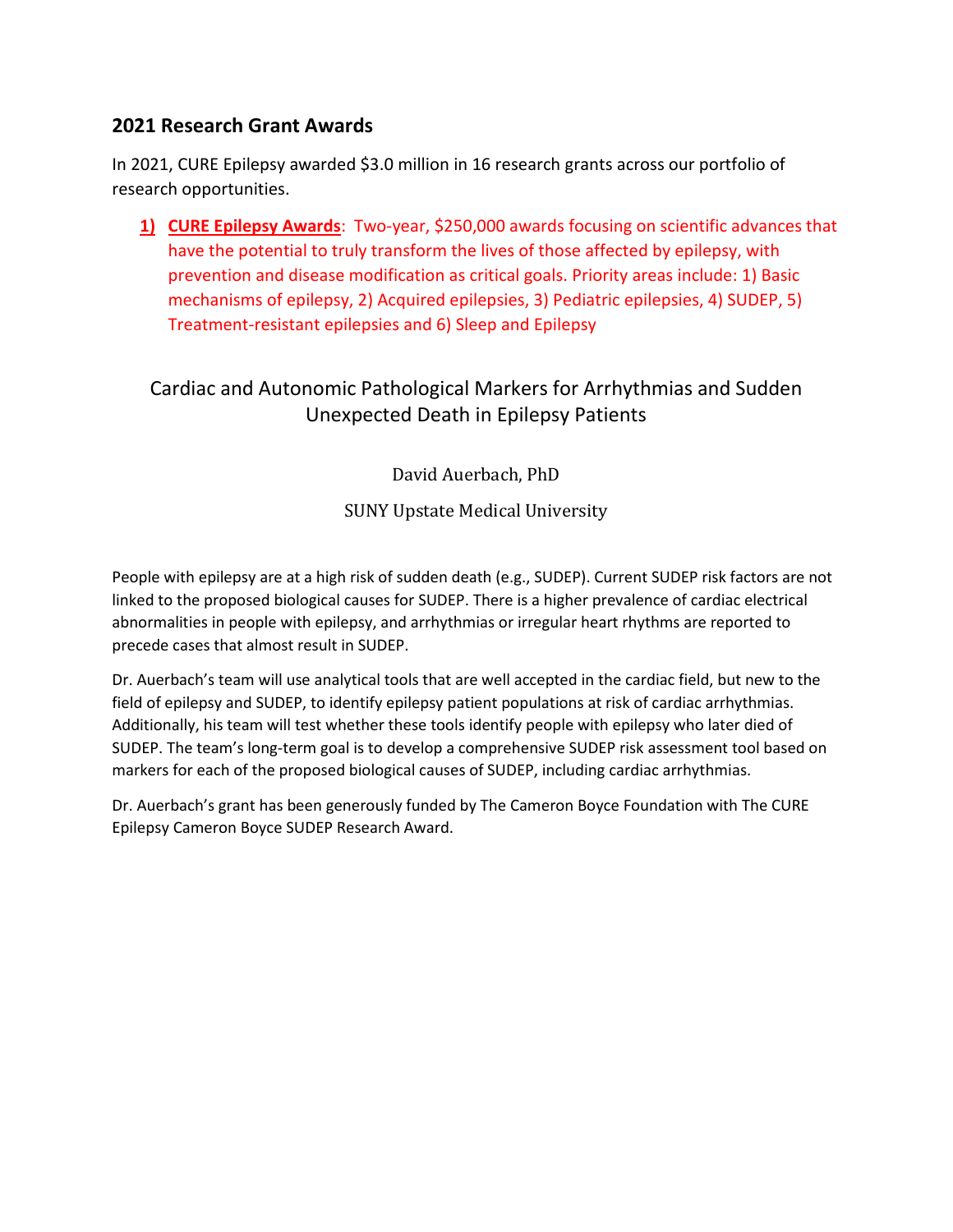## 2021 Research Grant Awards

In 2021, CURE Epilepsy awarded $3.0 million in 16 research grants across our portfolio of research opportunities.

1) **CURE Epilepsy Awards**: Two-year, $250,000 awards focusing on scientific advances that have the potential to truly transform the lives of those affected by epilepsy, with prevention and disease modification as critical goals. Priority areas include: 1) Basic mechanisms of epilepsy, 2) Acquired epilepsies, 3) Pediatric epilepsies, 4) SUDEP, 5) Treatment-resistant epilepsies and 6) Sleep and Epilepsy

### Cardiac and Autonomic Pathological Markers for Arrhythmias and Sudden Unexpected Death in Epilepsy Patients

David Auerbach, PhD

SUNY Upstate Medical University

People with epilepsy are at a high risk of sudden death (e.g., SUDEP). Current SUDEP risk factors are not linked to the proposed biological causes for SUDEP. There is a higher prevalence of cardiac electrical abnormalities in people with epilepsy, and arrhythmias or irregular heart rhythms are reported to precede cases that almost result in SUDEP.

Dr. Auerbach's team will use analytical tools that are well accepted in the cardiac field, but new to the field of epilepsy and SUDEP, to identify epilepsy patient populations at risk of cardiac arrhythmias. Additionally, his team will test whether these tools identify people with epilepsy who later died of SUDEP. The team's long-term goal is to develop a comprehensive SUDEP risk assessment tool based on markers for each of the proposed biological causes of SUDEP, including cardiac arrhythmias.

Dr. Auerbach's grant has been generously funded by The Cameron Boyce Foundation with The CURE Epilepsy Cameron Boyce SUDEP Research Award.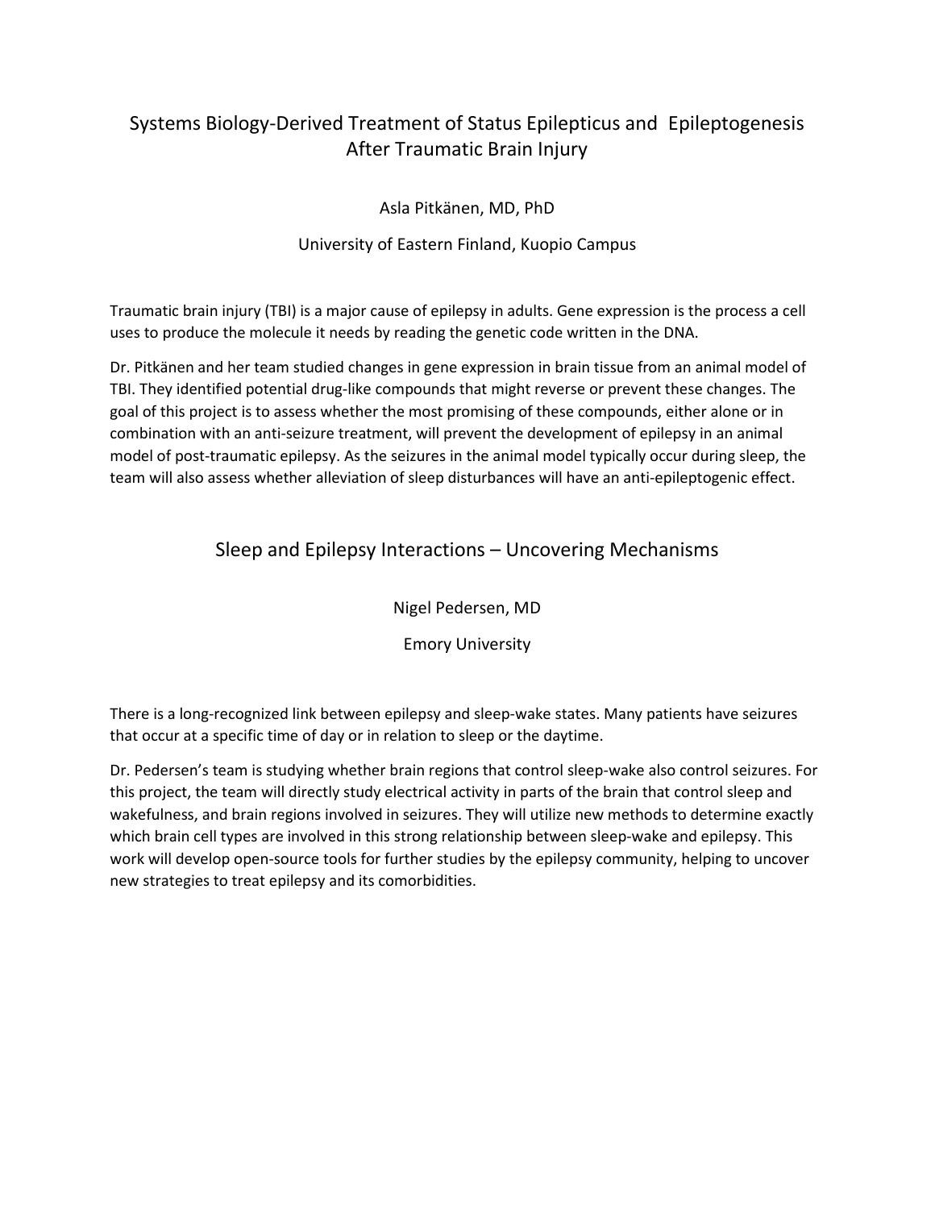## Systems Biology-Derived Treatment of Status Epilepticus and Epileptogenesis After Traumatic Brain Injury

Asla Pitkänen, MD, PhD

University of Eastern Finland, Kuopio Campus

Traumatic brain injury (TBI) is a major cause of epilepsy in adults. Gene expression is the process a cell uses to produce the molecule it needs by reading the genetic code written in the DNA.

Dr. Pitkänen and her team studied changes in gene expression in brain tissue from an animal model of TBI. They identified potential drug-like compounds that might reverse or prevent these changes. The goal of this project is to assess whether the most promising of these compounds, either alone or in combination with an anti-seizure treatment, will prevent the development of epilepsy in an animal model of post-traumatic epilepsy. As the seizures in the animal model typically occur during sleep, the team will also assess whether alleviation of sleep disturbances will have an anti-epileptogenic effect.

## Sleep and Epilepsy Interactions – Uncovering Mechanisms

Nigel Pedersen, MD

Emory University

There is a long-recognized link between epilepsy and sleep-wake states. Many patients have seizures that occur at a specific time of day or in relation to sleep or the daytime.

Dr. Pedersen's team is studying whether brain regions that control sleep-wake also control seizures. For this project, the team will directly study electrical activity in parts of the brain that control sleep and wakefulness, and brain regions involved in seizures. They will utilize new methods to determine exactly which brain cell types are involved in this strong relationship between sleep-wake and epilepsy. This work will develop open-source tools for further studies by the epilepsy community, helping to uncover new strategies to treat epilepsy and its comorbidities.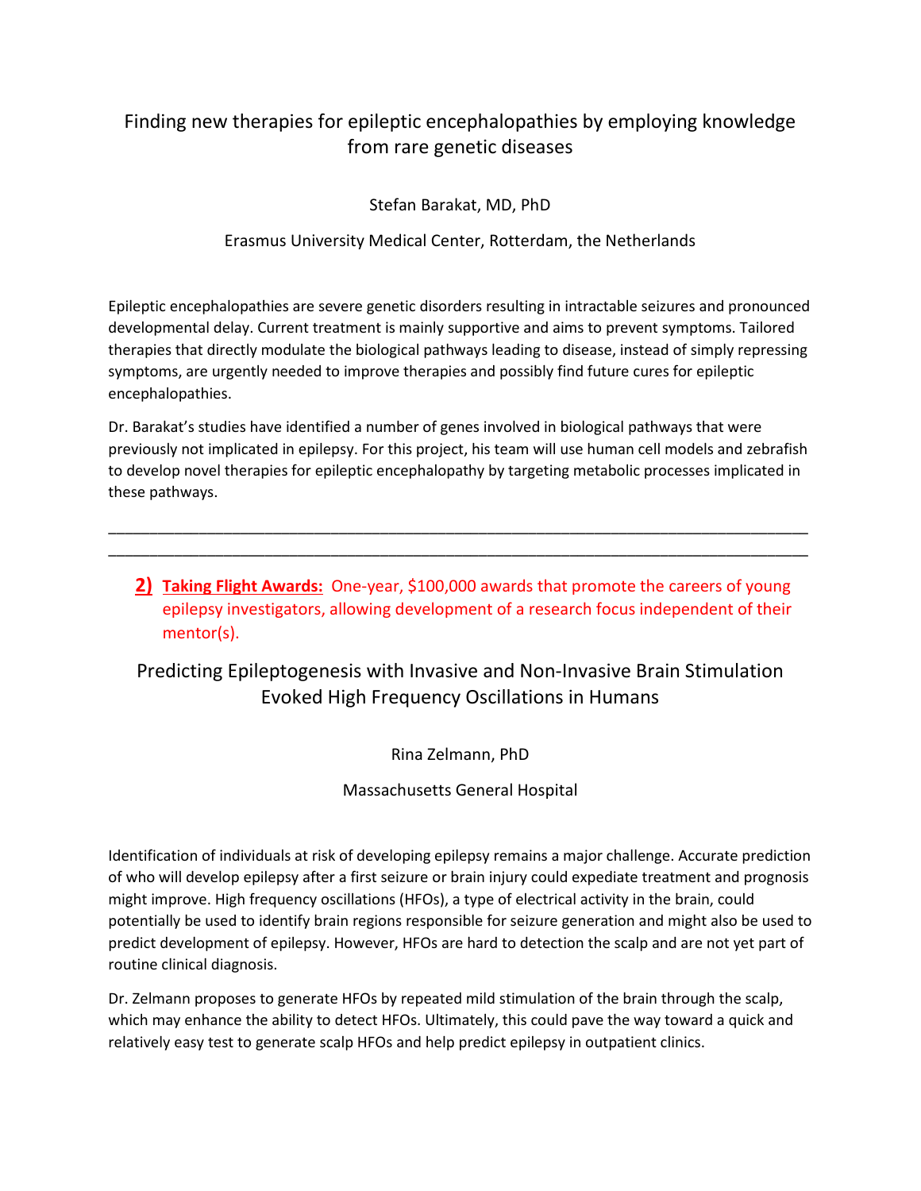## Finding new therapies for epileptic encephalopathies by employing knowledge from rare genetic diseases

Stefan Barakat, MD, PhD

Erasmus University Medical Center, Rotterdam, the Netherlands

Epileptic encephalopathies are severe genetic disorders resulting in intractable seizures and pronounced developmental delay. Current treatment is mainly supportive and aims to prevent symptoms. Tailored therapies that directly modulate the biological pathways leading to disease, instead of simply repressing symptoms, are urgently needed to improve therapies and possibly find future cures for epileptic encephalopathies.

Dr. Barakat's studies have identified a number of genes involved in biological pathways that were previously not implicated in epilepsy. For this project, his team will use human cell models and zebrafish to develop novel therapies for epileptic encephalopathy by targeting metabolic processes implicated in these pathways.

---

---

**2) Taking Flight Awards:** One-year, $100,000 awards that promote the careers of young epilepsy investigators, allowing development of a research focus independent of their mentor(s).

## Predicting Epileptogenesis with Invasive and Non-Invasive Brain Stimulation Evoked High Frequency Oscillations in Humans

Rina Zelmann, PhD

Massachusetts General Hospital

Identification of individuals at risk of developing epilepsy remains a major challenge. Accurate prediction of who will develop epilepsy after a first seizure or brain injury could expediate treatment and prognosis might improve. High frequency oscillations (HFOs), a type of electrical activity in the brain, could potentially be used to identify brain regions responsible for seizure generation and might also be used to predict development of epilepsy. However, HFOs are hard to detection the scalp and are not yet part of routine clinical diagnosis.

Dr. Zelmann proposes to generate HFOs by repeated mild stimulation of the brain through the scalp, which may enhance the ability to detect HFOs. Ultimately, this could pave the way toward a quick and relatively easy test to generate scalp HFOs and help predict epilepsy in outpatient clinics.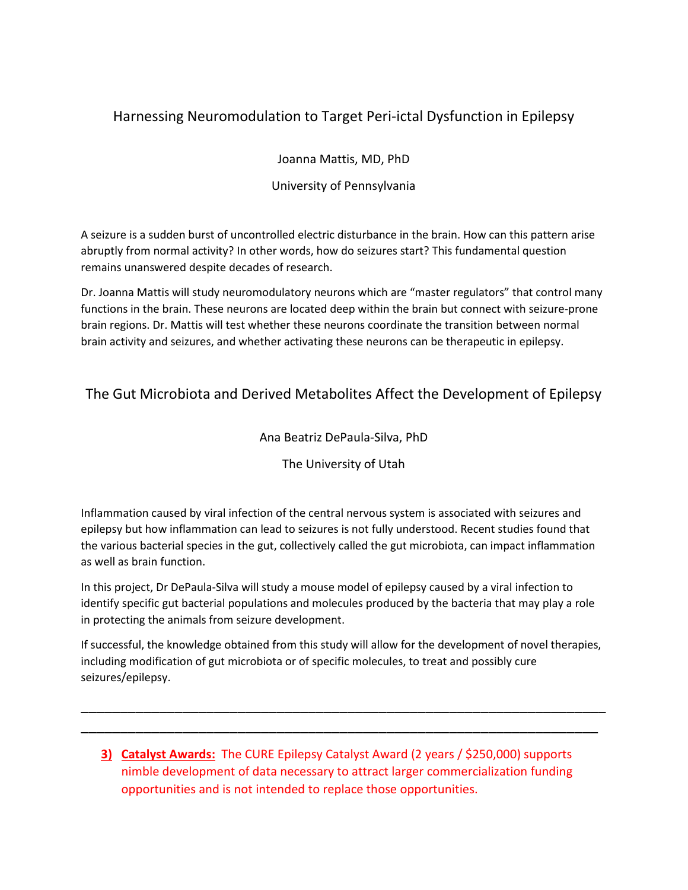## Harnessing Neuromodulation to Target Peri-ictal Dysfunction in Epilepsy

Joanna Mattis, MD, PhD

University of Pennsylvania

A seizure is a sudden burst of uncontrolled electric disturbance in the brain. How can this pattern arise abruptly from normal activity? In other words, how do seizures start? This fundamental question remains unanswered despite decades of research.

Dr. Joanna Mattis will study neuromodulatory neurons which are "master regulators" that control many functions in the brain. These neurons are located deep within the brain but connect with seizure-prone brain regions. Dr. Mattis will test whether these neurons coordinate the transition between normal brain activity and seizures, and whether activating these neurons can be therapeutic in epilepsy.

## The Gut Microbiota and Derived Metabolites Affect the Development of Epilepsy

Ana Beatriz DePaula-Silva, PhD

The University of Utah

Inflammation caused by viral infection of the central nervous system is associated with seizures and epilepsy but how inflammation can lead to seizures is not fully understood. Recent studies found that the various bacterial species in the gut, collectively called the gut microbiota, can impact inflammation as well as brain function.

In this project, Dr DePaula-Silva will study a mouse model of epilepsy caused by a viral infection to identify specific gut bacterial populations and molecules produced by the bacteria that may play a role in protecting the animals from seizure development.

If successful, the knowledge obtained from this study will allow for the development of novel therapies, including modification of gut microbiota or of specific molecules, to treat and possibly cure seizures/epilepsy.

---

---

3) **Catalyst Awards:** The CURE Epilepsy Catalyst Award (2 years / $250,000) supports nimble development of data necessary to attract larger commercialization funding opportunities and is not intended to replace those opportunities.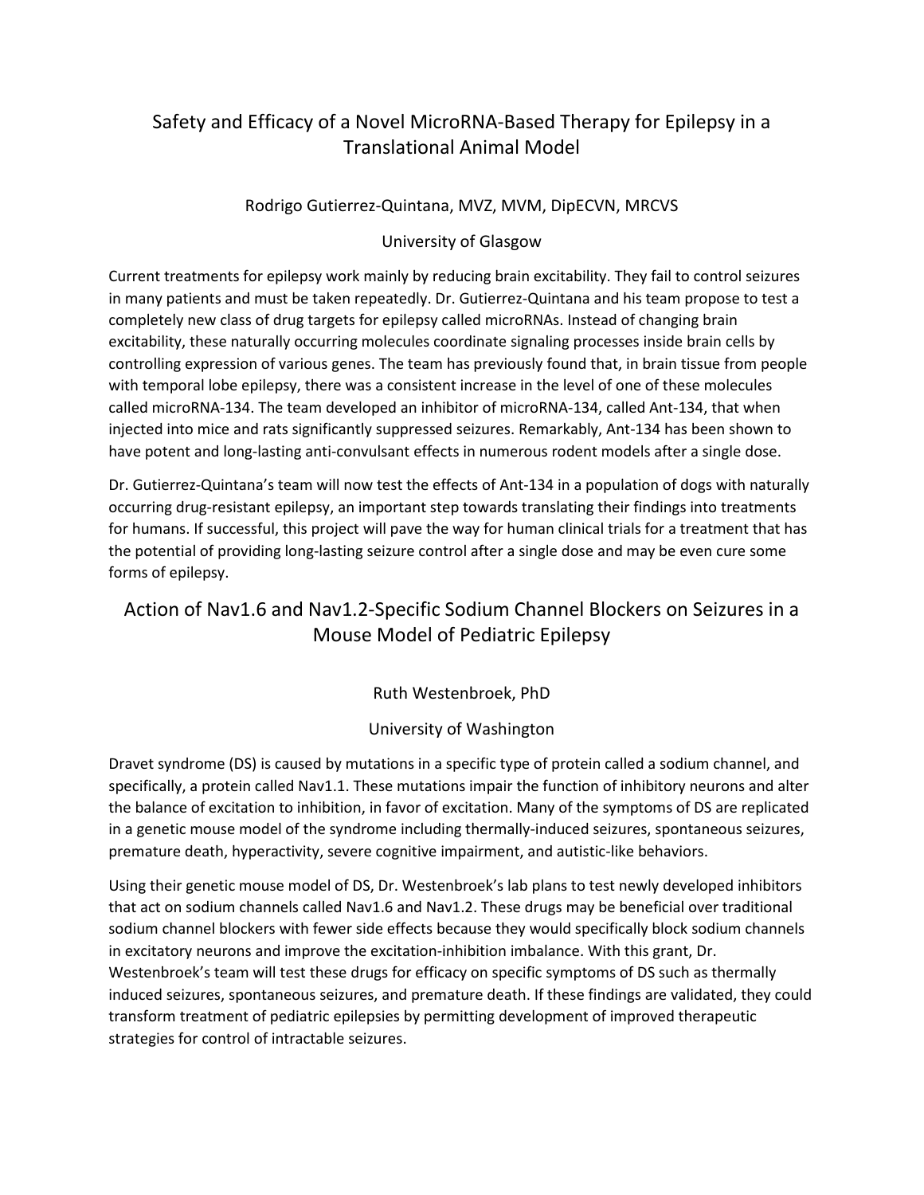## Safety and Efficacy of a Novel MicroRNA-Based Therapy for Epilepsy in a Translational Animal Model

Rodrigo Gutierrez-Quintana, MVZ, MVM, DipECVN, MRCVS

University of Glasgow

Current treatments for epilepsy work mainly by reducing brain excitability. They fail to control seizures in many patients and must be taken repeatedly. Dr. Gutierrez-Quintana and his team propose to test a completely new class of drug targets for epilepsy called microRNAs. Instead of changing brain excitability, these naturally occurring molecules coordinate signaling processes inside brain cells by controlling expression of various genes. The team has previously found that, in brain tissue from people with temporal lobe epilepsy, there was a consistent increase in the level of one of these molecules called microRNA-134. The team developed an inhibitor of microRNA-134, called Ant-134, that when injected into mice and rats significantly suppressed seizures. Remarkably, Ant-134 has been shown to have potent and long-lasting anti-convulsant effects in numerous rodent models after a single dose.

Dr. Gutierrez-Quintana's team will now test the effects of Ant-134 in a population of dogs with naturally occurring drug-resistant epilepsy, an important step towards translating their findings into treatments for humans. If successful, this project will pave the way for human clinical trials for a treatment that has the potential of providing long-lasting seizure control after a single dose and may be even cure some forms of epilepsy.

## Action of Nav1.6 and Nav1.2-Specific Sodium Channel Blockers on Seizures in a Mouse Model of Pediatric Epilepsy

Ruth Westenbroek, PhD

University of Washington

Dravet syndrome (DS) is caused by mutations in a specific type of protein called a sodium channel, and specifically, a protein called Nav1.1. These mutations impair the function of inhibitory neurons and alter the balance of excitation to inhibition, in favor of excitation. Many of the symptoms of DS are replicated in a genetic mouse model of the syndrome including thermally-induced seizures, spontaneous seizures, premature death, hyperactivity, severe cognitive impairment, and autistic-like behaviors.

Using their genetic mouse model of DS, Dr. Westenbroek's lab plans to test newly developed inhibitors that act on sodium channels called Nav1.6 and Nav1.2. These drugs may be beneficial over traditional sodium channel blockers with fewer side effects because they would specifically block sodium channels in excitatory neurons and improve the excitation-inhibition imbalance. With this grant, Dr. Westenbroek's team will test these drugs for efficacy on specific symptoms of DS such as thermally induced seizures, spontaneous seizures, and premature death. If these findings are validated, they could transform treatment of pediatric epilepsies by permitting development of improved therapeutic strategies for control of intractable seizures.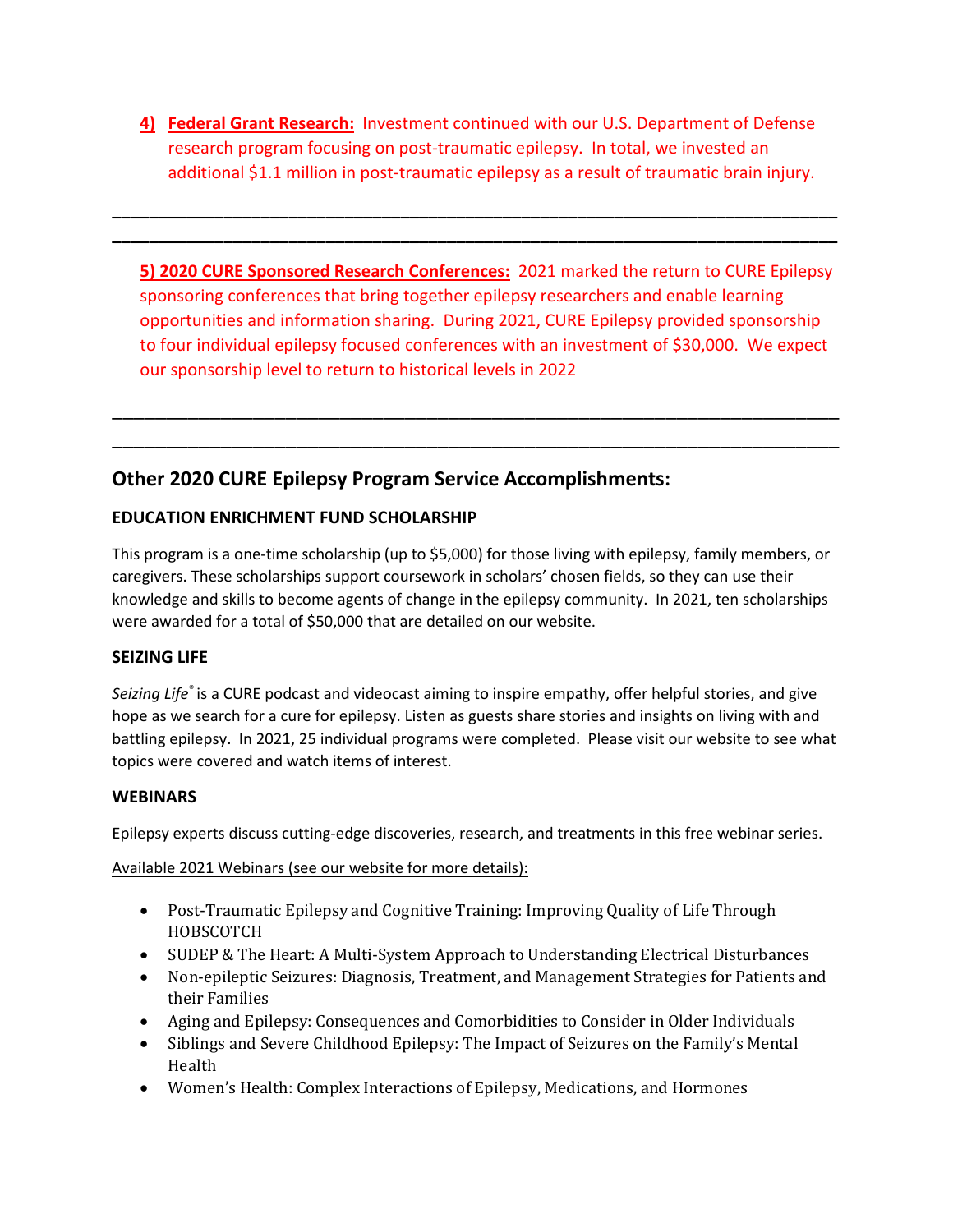4) **Federal Grant Research:** Investment continued with our U.S. Department of Defense research program focusing on post-traumatic epilepsy. In total, we invested an additional $1.1 million in post-traumatic epilepsy as a result of traumatic brain injury.

---

---

**5) 2020 CURE Sponsored Research Conferences:** 2021 marked the return to CURE Epilepsy sponsoring conferences that bring together epilepsy researchers and enable learning opportunities and information sharing. During 2021, CURE Epilepsy provided sponsorship to four individual epilepsy focused conferences with an investment of $30,000. We expect our sponsorship level to return to historical levels in 2022

---

---

## Other 2020 CURE Epilepsy Program Service Accomplishments:

### EDUCATION ENRICHMENT FUND SCHOLARSHIP

This program is a one-time scholarship (up to $5,000) for those living with epilepsy, family members, or caregivers. These scholarships support coursework in scholars' chosen fields, so they can use their knowledge and skills to become agents of change in the epilepsy community. In 2021, ten scholarships were awarded for a total of $50,000 that are detailed on our website.

### SEIZING LIFE

*Seizing Life®* is a CURE podcast and videocast aiming to inspire empathy, offer helpful stories, and give hope as we search for a cure for epilepsy. Listen as guests share stories and insights on living with and battling epilepsy. In 2021, 25 individual programs were completed. Please visit our website to see what topics were covered and watch items of interest.

### WEBINARS

Epilepsy experts discuss cutting-edge discoveries, research, and treatments in this free webinar series.

Available 2021 Webinars (see our website for more details):

- Post-Traumatic Epilepsy and Cognitive Training: Improving Quality of Life Through HOBSCOTCH
- SUDEP & The Heart: A Multi-System Approach to Understanding Electrical Disturbances
- Non-epileptic Seizures: Diagnosis, Treatment, and Management Strategies for Patients and their Families
- Aging and Epilepsy: Consequences and Comorbidities to Consider in Older Individuals
- Siblings and Severe Childhood Epilepsy: The Impact of Seizures on the Family's Mental Health
- Women's Health: Complex Interactions of Epilepsy, Medications, and Hormones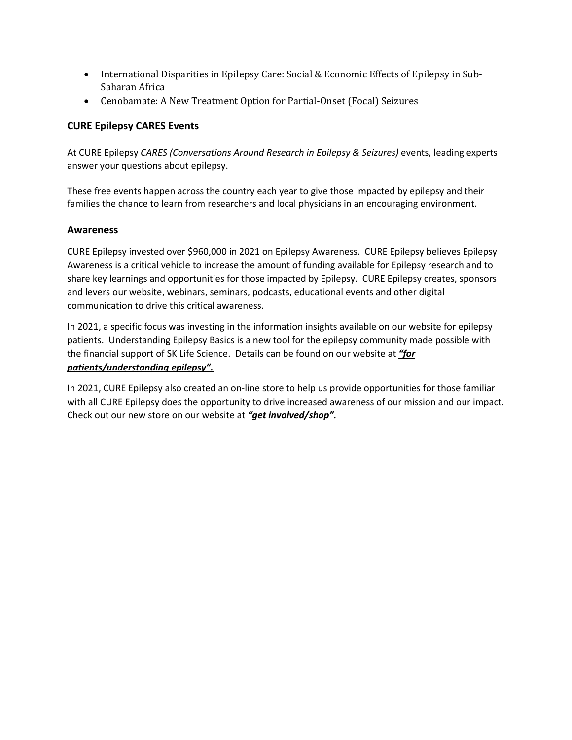- International Disparities in Epilepsy Care: Social & Economic Effects of Epilepsy in Sub-Saharan Africa
- Cenobamate: A New Treatment Option for Partial-Onset (Focal) Seizures

### CURE Epilepsy CARES Events

At CURE Epilepsy *CARES (Conversations Around Research in Epilepsy & Seizures)* events, leading experts answer your questions about epilepsy.

These free events happen across the country each year to give those impacted by epilepsy and their families the chance to learn from researchers and local physicians in an encouraging environment.

### Awareness

CURE Epilepsy invested over $960,000 in 2021 on Epilepsy Awareness. CURE Epilepsy believes Epilepsy Awareness is a critical vehicle to increase the amount of funding available for Epilepsy research and to share key learnings and opportunities for those impacted by Epilepsy. CURE Epilepsy creates, sponsors and levers our website, webinars, seminars, podcasts, educational events and other digital communication to drive this critical awareness.

In 2021, a specific focus was investing in the information insights available on our website for epilepsy patients. Understanding Epilepsy Basics is a new tool for the epilepsy community made possible with the financial support of SK Life Science. Details can be found on our website at ***"for patients/understanding epilepsy".***

In 2021, CURE Epilepsy also created an on-line store to help us provide opportunities for those familiar with all CURE Epilepsy does the opportunity to drive increased awareness of our mission and our impact. Check out our new store on our website at ***"get involved/shop".***